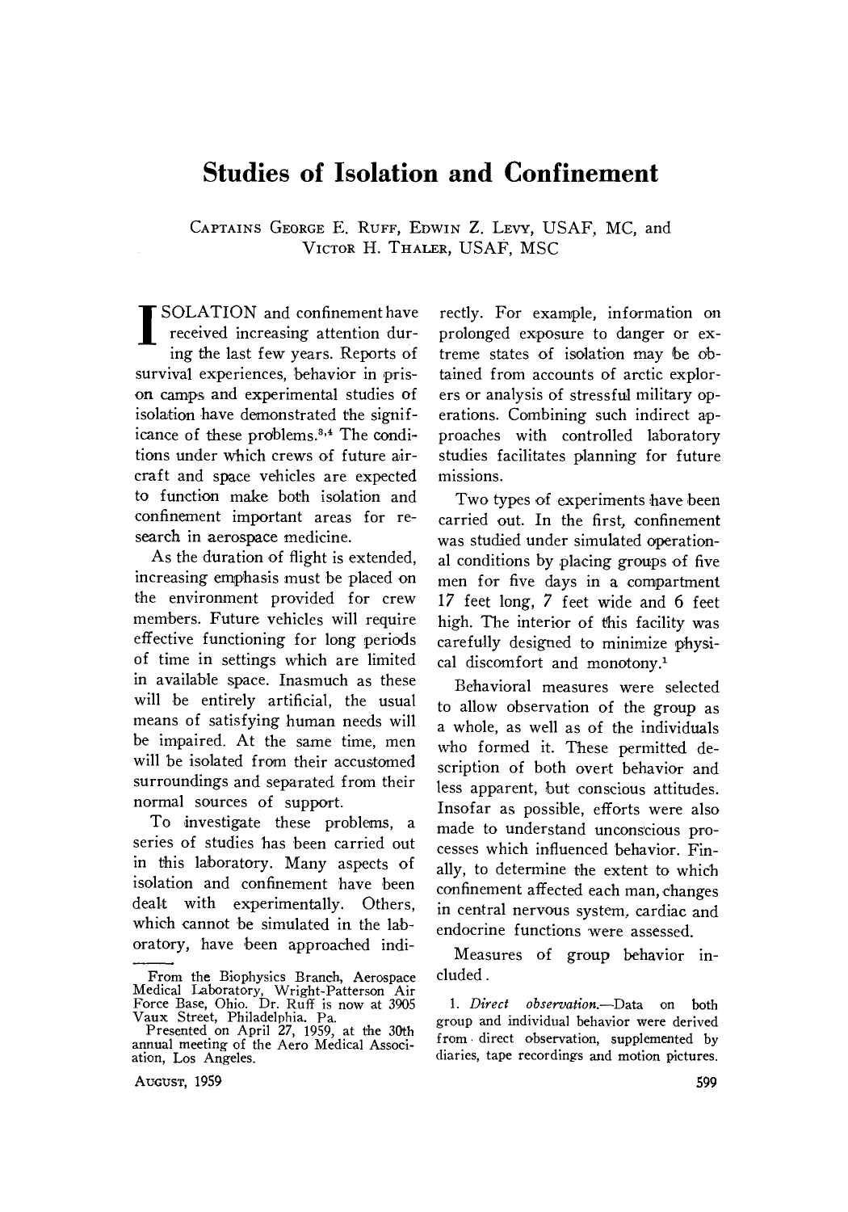# Studies of Isolation and Confinement

CAPTAINS GEORGE E. RUFF, EDWIN Z. LEVY, USAF, MC, and VICTOR H. THALER, USAF, MSC

ISOLATION and confinement have received increasing attention during the last few years. Reports of survival experiences, behavior in prison camps and experimental studies of isolation have demonstrated the significance of these problems.[3,4] The conditions under which crews of future aircraft and space vehicles are expected to function make both isolation and confinement important areas for research in aerospace medicine.

As the duration of flight is extended, increasing emphasis must be placed on the environment provided for crew members. Future vehicles will require effective functioning for long periods of time in settings which are limited in available space. Inasmuch as these will be entirely artificial, the usual means of satisfying human needs will be impaired. At the same time, men will be isolated from their accustomed surroundings and separated from their normal sources of support.

To investigate these problems, a series of studies has been carried out in this laboratory. Many aspects of isolation and confinement have been dealt with experimentally. Others, which cannot be simulated in the laboratory, have been approached indirectly. For example, information on prolonged exposure to danger or extreme states of isolation may be obtained from accounts of arctic explorers or analysis of stressful military operations. Combining such indirect approaches with controlled laboratory studies facilitates planning for future missions.

Two types of experiments have been carried out. In the first, confinement was studied under simulated operational conditions by placing groups of five men for five days in a compartment 17 feet long, 7 feet wide and 6 feet high. The interior of this facility was carefully designed to minimize physical discomfort and monotony.[1]

Behavioral measures were selected to allow observation of the group as a whole, as well as of the individuals who formed it. These permitted description of both overt behavior and less apparent, but conscious attitudes. Insofar as possible, efforts were also made to understand unconscious processes which influenced behavior. Finally, to determine the extent to which confinement affected each man, changes in central nervous system, cardiac and endocrine functions were assessed.

Measures of group behavior included.

1. *Direct observation.*—Data on both group and individual behavior were derived from direct observation, supplemented by diaries, tape recordings and motion pictures.

From the Biophysics Branch, Aerospace Medical Laboratory, Wright-Patterson Air Force Base, Ohio. Dr. Ruff is now at 3905 Vaux Street, Philadelphia. Pa.

Presented on April 27, 1959, at the 30th annual meeting of the Aero Medical Association, Los Angeles.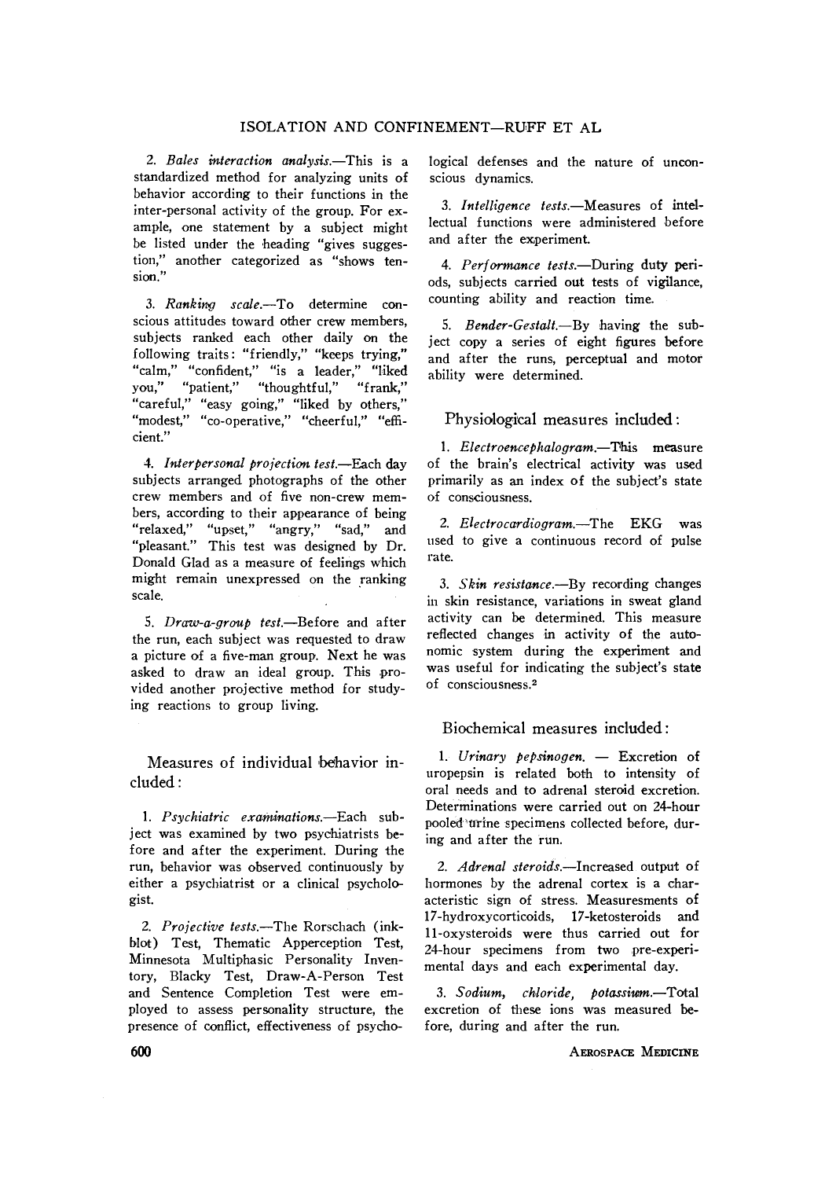2. *Bales interaction analysis.*—This is a standardized method for analyzing units of behavior according to their functions in the inter-personal activity of the group. For example, one statement by a subject might be listed under the heading "gives suggestion," another categorized as "shows tension."

3. *Ranking scale.*—To determine conscious attitudes toward other crew members, subjects ranked each other daily on the following traits: "friendly," "keeps trying," "calm," "confident," "is a leader," "liked you," "patient," "thoughtful," "frank," "careful," "easy going," "liked by others," "modest," "co-operative," "cheerful," "efficient."

4. *Interpersonal projection test.*—Each day subjects arranged photographs of the other crew members and of five non-crew members, according to their appearance of being "relaxed," "upset," "angry," "sad," and "pleasant." This test was designed by Dr. Donald Glad as a measure of feelings which might remain unexpressed on the ranking scale.

5. *Draw-a-group test.*—Before and after the run, each subject was requested to draw a picture of a five-man group. Next he was asked to draw an ideal group. This provided another projective method for studying reactions to group living.

## Measures of individual behavior included:

1. *Psychiatric examinations.*—Each subject was examined by two psychiatrists before and after the experiment. During the run, behavior was observed continuously by either a psychiatrist or a clinical psychologist.

2. *Projective tests.*—The Rorschach (inkblot) Test, Thematic Apperception Test, Minnesota Multiphasic Personality Inventory, Blacky Test, Draw-A-Person Test and Sentence Completion Test were employed to assess personality structure, the presence of conflict, effectiveness of psychological defenses and the nature of unconscious dynamics.

3. *Intelligence tests.*—Measures of intellectual functions were administered before and after the experiment.

4. *Performance tests.*—During duty periods, subjects carried out tests of vigilance, counting ability and reaction time.

5. *Bender-Gestalt.*—By having the subject copy a series of eight figures before and after the runs, perceptual and motor ability were determined.

## Physiological measures included:

1. *Electroencephalogram.*—This measure of the brain's electrical activity was used primarily as an index of the subject's state of consciousness.

2. *Electrocardiogram.*—The EKG was used to give a continuous record of pulse rate.

3. *Skin resistance.*—By recording changes in skin resistance, variations in sweat gland activity can be determined. This measure reflected changes in activity of the autonomic system during the experiment and was useful for indicating the subject's state of consciousness.[2]

## Biochemical measures included:

1. *Urinary pepsinogen.* — Excretion of uropepsin is related both to intensity of oral needs and to adrenal steroid excretion. Determinations were carried out on 24-hour pooled urine specimens collected before, during and after the run.

2. *Adrenal steroids.*—Increased output of hormones by the adrenal cortex is a characteristic sign of stress. Measuresments of 17-hydroxycorticoids, 17-ketosteroids and 11-oxysteroids were thus carried out for 24-hour specimens from two pre-experimental days and each experimental day.

3. *Sodium, chloride, potassium.*—Total excretion of these ions was measured before, during and after the run.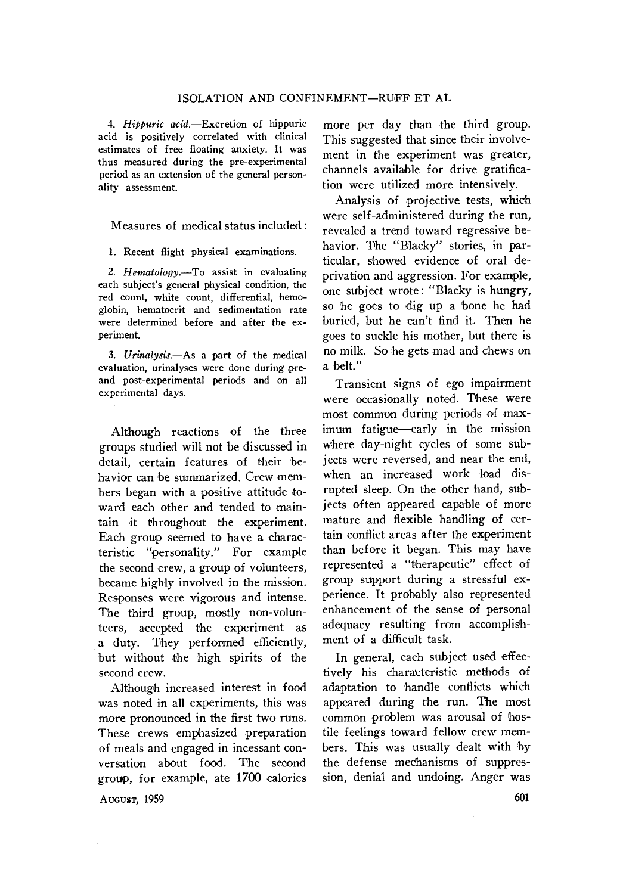4. *Hippuric acid.*—Excretion of hippuric acid is positively correlated with clinical estimates of free floating anxiety. It was thus measured during the pre-experimental period as an extension of the general personality assessment.

Measures of medical status included:

1. Recent flight physical examinations.

2. *Hematology.*—To assist in evaluating each subject's general physical condition, the red count, white count, differential, hemoglobin, hematocrit and sedimentation rate were determined before and after the experiment.

3. *Urinalysis.*—As a part of the medical evaluation, urinalyses were done during pre- and post-experimental periods and on all experimental days.

Although reactions of the three groups studied will not be discussed in detail, certain features of their behavior can be summarized. Crew members began with a positive attitude toward each other and tended to maintain it throughout the experiment. Each group seemed to have a characteristic "personality." For example the second crew, a group of volunteers, became highly involved in the mission. Responses were vigorous and intense. The third group, mostly non-volunteers, accepted the experiment as a duty. They performed efficiently, but without the high spirits of the second crew.

Although increased interest in food was noted in all experiments, this was more pronounced in the first two runs. These crews emphasized preparation of meals and engaged in incessant conversation about food. The second group, for example, ate 1700 calories more per day than the third group. This suggested that since their involvement in the experiment was greater, channels available for drive gratification were utilized more intensively.

Analysis of projective tests, which were self-administered during the run, revealed a trend toward regressive behavior. The "Blacky" stories, in particular, showed evidence of oral deprivation and aggression. For example, one subject wrote: "Blacky is hungry, so he goes to dig up a bone he had buried, but he can't find it. Then he goes to suckle his mother, but there is no milk. So he gets mad and chews on a belt."

Transient signs of ego impairment were occasionally noted. These were most common during periods of maximum fatigue—early in the mission where day-night cycles of some subjects were reversed, and near the end, when an increased work load disrupted sleep. On the other hand, subjects often appeared capable of more mature and flexible handling of certain conflict areas after the experiment than before it began. This may have represented a "therapeutic" effect of group support during a stressful experience. It probably also represented enhancement of the sense of personal adequacy resulting from accomplishment of a difficult task.

In general, each subject used effectively his characteristic methods of adaptation to handle conflicts which appeared during the run. The most common problem was arousal of hostile feelings toward fellow crew members. This was usually dealt with by the defense mechanisms of suppression, denial and undoing. Anger was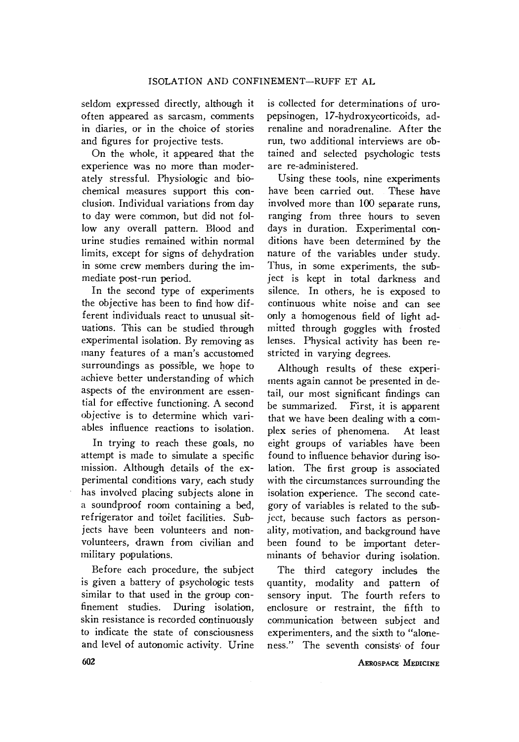seldom expressed directly, although it often appeared as sarcasm, comments in diaries, or in the choice of stories and figures for projective tests.

On the whole, it appeared that the experience was no more than moderately stressful. Physiologic and biochemical measures support this conclusion. Individual variations from day to day were common, but did not follow any overall pattern. Blood and urine studies remained within normal limits, except for signs of dehydration in some crew members during the immediate post-run period.

In the second type of experiments the objective has been to find how different individuals react to unusual situations. This can be studied through experimental isolation. By removing as many features of a man's accustomed surroundings as possible, we hope to achieve better understanding of which aspects of the environment are essential for effective functioning. A second objective is to determine which variables influence reactions to isolation.

In trying to reach these goals, no attempt is made to simulate a specific mission. Although details of the experimental conditions vary, each study has involved placing subjects alone in a soundproof room containing a bed, refrigerator and toilet facilities. Subjects have been volunteers and nonvolunteers, drawn from civilian and military populations.

Before each procedure, the subject is given a battery of psychologic tests similar to that used in the group confinement studies. During isolation, skin resistance is recorded continuously to indicate the state of consciousness and level of autonomic activity. Urine is collected for determinations of uropepsinogen, 17-hydroxycorticoids, adrenaline and noradrenaline. After the run, two additional interviews are obtained and selected psychologic tests are re-administered.

Using these tools, nine experiments have been carried out. These have involved more than 100 separate runs, ranging from three hours to seven days in duration. Experimental conditions have been determined by the nature of the variables under study. Thus, in some experiments, the subject is kept in total darkness and silence. In others, he is exposed to continuous white noise and can see only a homogenous field of light admitted through goggles with frosted lenses. Physical activity has been restricted in varying degrees.

Although results of these experiments again cannot be presented in detail, our most significant findings can be summarized. First, it is apparent that we have been dealing with a complex series of phenomena. At least eight groups of variables have been found to influence behavior during isolation. The first group is associated with the circumstances surrounding the isolation experience. The second category of variables is related to the subject, because such factors as personality, motivation, and background have been found to be important determinants of behavior during isolation.

The third category includes the quantity, modality and pattern of sensory input. The fourth refers to enclosure or restraint, the fifth to communication between subject and experimenters, and the sixth to "aloneness." The seventh consists of four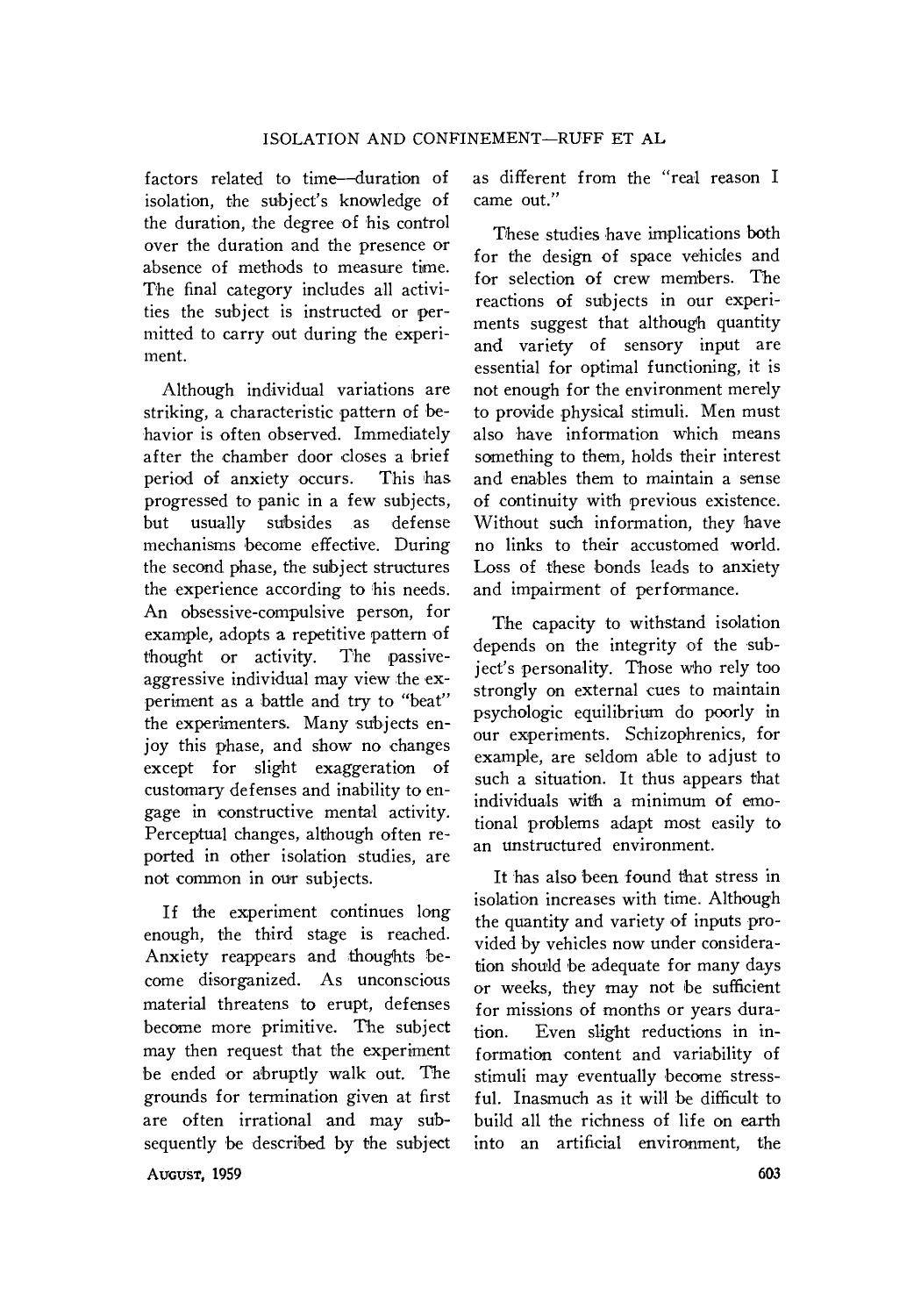factors related to time—duration of isolation, the subject's knowledge of the duration, the degree of his control over the duration and the presence or absence of methods to measure time. The final category includes all activities the subject is instructed or permitted to carry out during the experiment.

Although individual variations are striking, a characteristic pattern of behavior is often observed. Immediately after the chamber door closes a brief period of anxiety occurs. This has progressed to panic in a few subjects, but usually subsides as defense mechanisms become effective. During the second phase, the subject structures the experience according to his needs. An obsessive-compulsive person, for example, adopts a repetitive pattern of thought or activity. The passive-aggressive individual may view the experiment as a battle and try to "beat" the experimenters. Many subjects enjoy this phase, and show no changes except for slight exaggeration of customary defenses and inability to engage in constructive mental activity. Perceptual changes, although often reported in other isolation studies, are not common in our subjects.

If the experiment continues long enough, the third stage is reached. Anxiety reappears and thoughts become disorganized. As unconscious material threatens to erupt, defenses become more primitive. The subject may then request that the experiment be ended or abruptly walk out. The grounds for termination given at first are often irrational and may subsequently be described by the subject as different from the "real reason I came out."

These studies have implications both for the design of space vehicles and for selection of crew members. The reactions of subjects in our experiments suggest that although quantity and variety of sensory input are essential for optimal functioning, it is not enough for the environment merely to provide physical stimuli. Men must also have information which means something to them, holds their interest and enables them to maintain a sense of continuity with previous existence. Without such information, they have no links to their accustomed world. Loss of these bonds leads to anxiety and impairment of performance.

The capacity to withstand isolation depends on the integrity of the subject's personality. Those who rely too strongly on external cues to maintain psychologic equilibrium do poorly in our experiments. Schizophrenics, for example, are seldom able to adjust to such a situation. It thus appears that individuals with a minimum of emotional problems adapt most easily to an unstructured environment.

It has also been found that stress in isolation increases with time. Although the quantity and variety of inputs provided by vehicles now under consideration should be adequate for many days or weeks, they may not be sufficient for missions of months or years duration. Even slight reductions in information content and variability of stimuli may eventually become stressful. Inasmuch as it will be difficult to build all the richness of life on earth into an artificial environment, the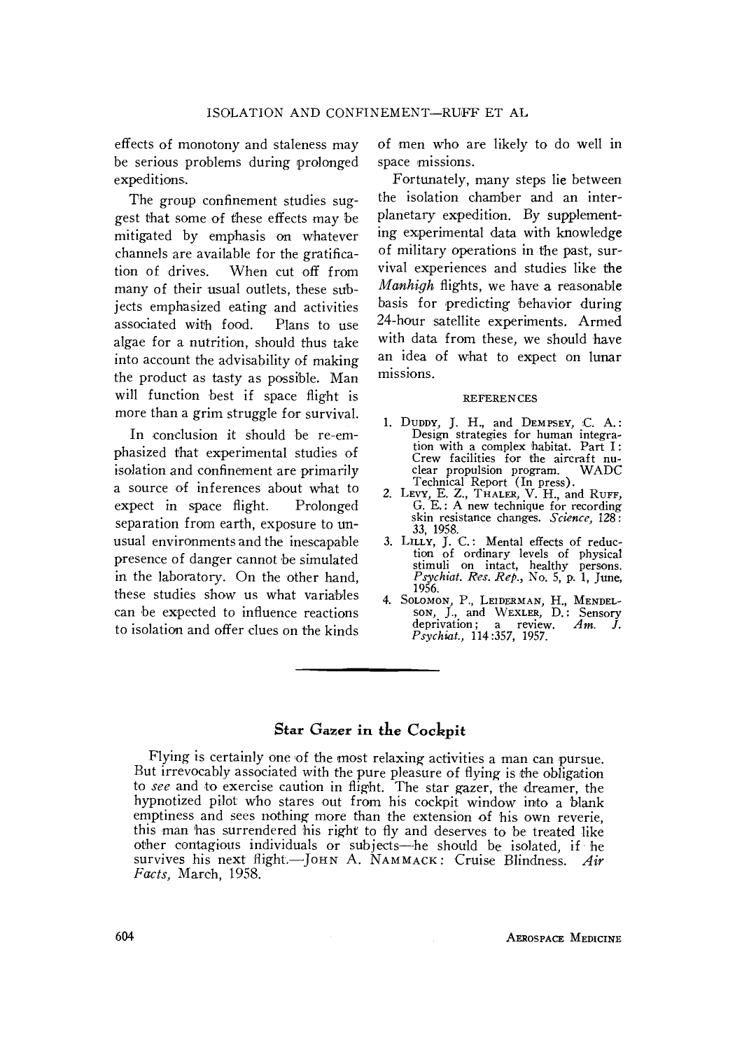effects of monotony and staleness may be serious problems during prolonged expeditions.

The group confinement studies suggest that some of these effects may be mitigated by emphasis on whatever channels are available for the gratification of drives. When cut off from many of their usual outlets, these subjects emphasized eating and activities associated with food. Plans to use algae for a nutrition, should thus take into account the advisability of making the product as tasty as possible. Man will function best if space flight is more than a grim struggle for survival.

In conclusion it should be re-emphasized that experimental studies of isolation and confinement are primarily a source of inferences about what to expect in space flight. Prolonged separation from earth, exposure to unusual environments and the inescapable presence of danger cannot be simulated in the laboratory. On the other hand, these studies show us what variables can be expected to influence reactions to isolation and offer clues on the kinds of men who are likely to do well in space missions.

Fortunately, many steps lie between the isolation chamber and an interplanetary expedition. By supplementing experimental data with knowledge of military operations in the past, survival experiences and studies like the *Manhigh* flights, we have a reasonable basis for predicting behavior during 24-hour satellite experiments. Armed with data from these, we should have an idea of what to expect on lunar missions.

## REFERENCES

1. Duddy, J. H., and Dempsey, C. A.: Design strategies for human integration with a complex habitat. Part I: Crew facilities for the aircraft nuclear propulsion program. WADC Technical Report (In press).
2. Levy, E. Z., Thaler, V. H., and Ruff, G. E.: A new technique for recording skin resistance changes. *Science*, 128: 33, 1958.
3. Lilly, J. C.: Mental effects of reduction of ordinary levels of physical stimuli on intact, healthy persons. *Psychiat. Res. Rep.*, No. 5, p. 1, June, 1956.
4. Solomon, P., Leiderman, H., Mendelson, J., and Wexler, D.: Sensory deprivation; a review. *Am. J. Psychiat.*, 114:357, 1957.

---

## Star Gazer in the Cockpit

Flying is certainly one of the most relaxing activities a man can pursue. But irrevocably associated with the pure pleasure of flying is the obligation to *see* and to exercise caution in flight. The star gazer, the dreamer, the hypnotized pilot who stares out from his cockpit window into a blank emptiness and sees nothing more than the extension of his own reverie, this man has surrendered his right to fly and deserves to be treated like other contagious individuals or subjects—he should be isolated, if he survives his next flight.—John A. Nammack: Cruise Blindness. *Air Facts*, March, 1958.